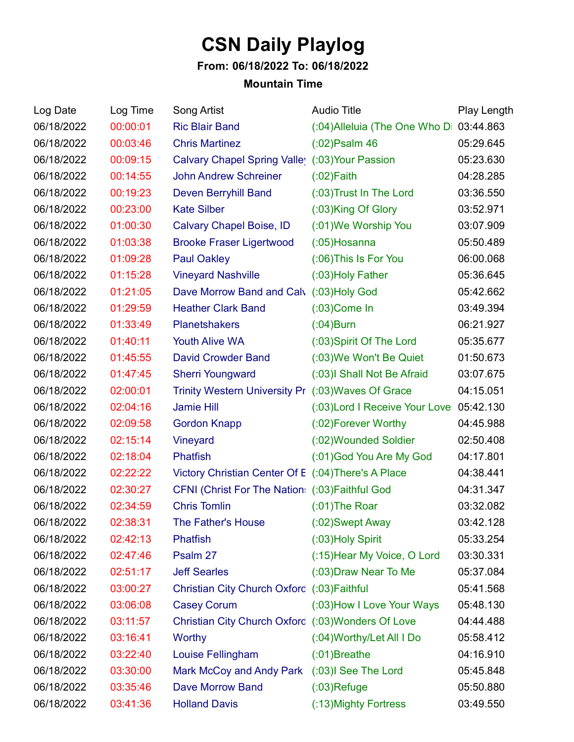# CSN Daily Playlog

**From: 06/18/2022 To: 06/18/2022**

**Mountain Time**

| Log Date | Log Time | Song Artist | Audio Title | Play Length |
|---|---|---|---|---|
| 06/18/2022 | 00:00:01 | Ric Blair Band | (:04)Alleluia (The One Who Di | 03:44.863 |
| 06/18/2022 | 00:03:46 | Chris Martinez | (:02)Psalm 46 | 05:29.645 |
| 06/18/2022 | 00:09:15 | Calvary Chapel Spring Valley | (:03)Your Passion | 05:23.630 |
| 06/18/2022 | 00:14:55 | John Andrew Schreiner | (:02)Faith | 04:28.285 |
| 06/18/2022 | 00:19:23 | Deven Berryhill Band | (:03)Trust In The Lord | 03:36.550 |
| 06/18/2022 | 00:23:00 | Kate Silber | (:03)King Of Glory | 03:52.971 |
| 06/18/2022 | 01:00:30 | Calvary Chapel Boise, ID | (:01)We Worship You | 03:07.909 |
| 06/18/2022 | 01:03:38 | Brooke Fraser Ligertwood | (:05)Hosanna | 05:50.489 |
| 06/18/2022 | 01:09:28 | Paul Oakley | (:06)This Is For You | 06:00.068 |
| 06/18/2022 | 01:15:28 | Vineyard Nashville | (:03)Holy Father | 05:36.645 |
| 06/18/2022 | 01:21:05 | Dave Morrow Band and Calv | (:03)Holy God | 05:42.662 |
| 06/18/2022 | 01:29:59 | Heather Clark Band | (:03)Come In | 03:49.394 |
| 06/18/2022 | 01:33:49 | Planetshakers | (:04)Burn | 06:21.927 |
| 06/18/2022 | 01:40:11 | Youth Alive WA | (:03)Spirit Of The Lord | 05:35.677 |
| 06/18/2022 | 01:45:55 | David Crowder Band | (:03)We Won't Be Quiet | 01:50.673 |
| 06/18/2022 | 01:47:45 | Sherri Youngward | (:03)I Shall Not Be Afraid | 03:07.675 |
| 06/18/2022 | 02:00:01 | Trinity Western University Pr | (:03)Waves Of Grace | 04:15.051 |
| 06/18/2022 | 02:04:16 | Jamie Hill | (:03)Lord I Receive Your Love | 05:42.130 |
| 06/18/2022 | 02:09:58 | Gordon Knapp | (:02)Forever Worthy | 04:45.988 |
| 06/18/2022 | 02:15:14 | Vineyard | (:02)Wounded Soldier | 02:50.408 |
| 06/18/2022 | 02:18:04 | Phatfish | (:01)God You Are My God | 04:17.801 |
| 06/18/2022 | 02:22:22 | Victory Christian Center Of E | (:04)There's A Place | 04:38.441 |
| 06/18/2022 | 02:30:27 | CFNI (Christ For The Nations | (:03)Faithful God | 04:31.347 |
| 06/18/2022 | 02:34:59 | Chris Tomlin | (:01)The Roar | 03:32.082 |
| 06/18/2022 | 02:38:31 | The Father's House | (:02)Swept Away | 03:42.128 |
| 06/18/2022 | 02:42:13 | Phatfish | (:03)Holy Spirit | 05:33.254 |
| 06/18/2022 | 02:47:46 | Psalm 27 | (:15)Hear My Voice, O Lord | 03:30.331 |
| 06/18/2022 | 02:51:17 | Jeff Searles | (:03)Draw Near To Me | 05:37.084 |
| 06/18/2022 | 03:00:27 | Christian City Church Oxford | (:03)Faithful | 05:41.568 |
| 06/18/2022 | 03:06:08 | Casey Corum | (:03)How I Love Your Ways | 05:48.130 |
| 06/18/2022 | 03:11:57 | Christian City Church Oxford | (:03)Wonders Of Love | 04:44.488 |
| 06/18/2022 | 03:16:41 | Worthy | (:04)Worthy/Let All I Do | 05:58.412 |
| 06/18/2022 | 03:22:40 | Louise Fellingham | (:01)Breathe | 04:16.910 |
| 06/18/2022 | 03:30:00 | Mark McCoy and Andy Park | (:03)I See The Lord | 05:45.848 |
| 06/18/2022 | 03:35:46 | Dave Morrow Band | (:03)Refuge | 05:50.880 |
| 06/18/2022 | 03:41:36 | Holland Davis | (:13)Mighty Fortress | 03:49.550 |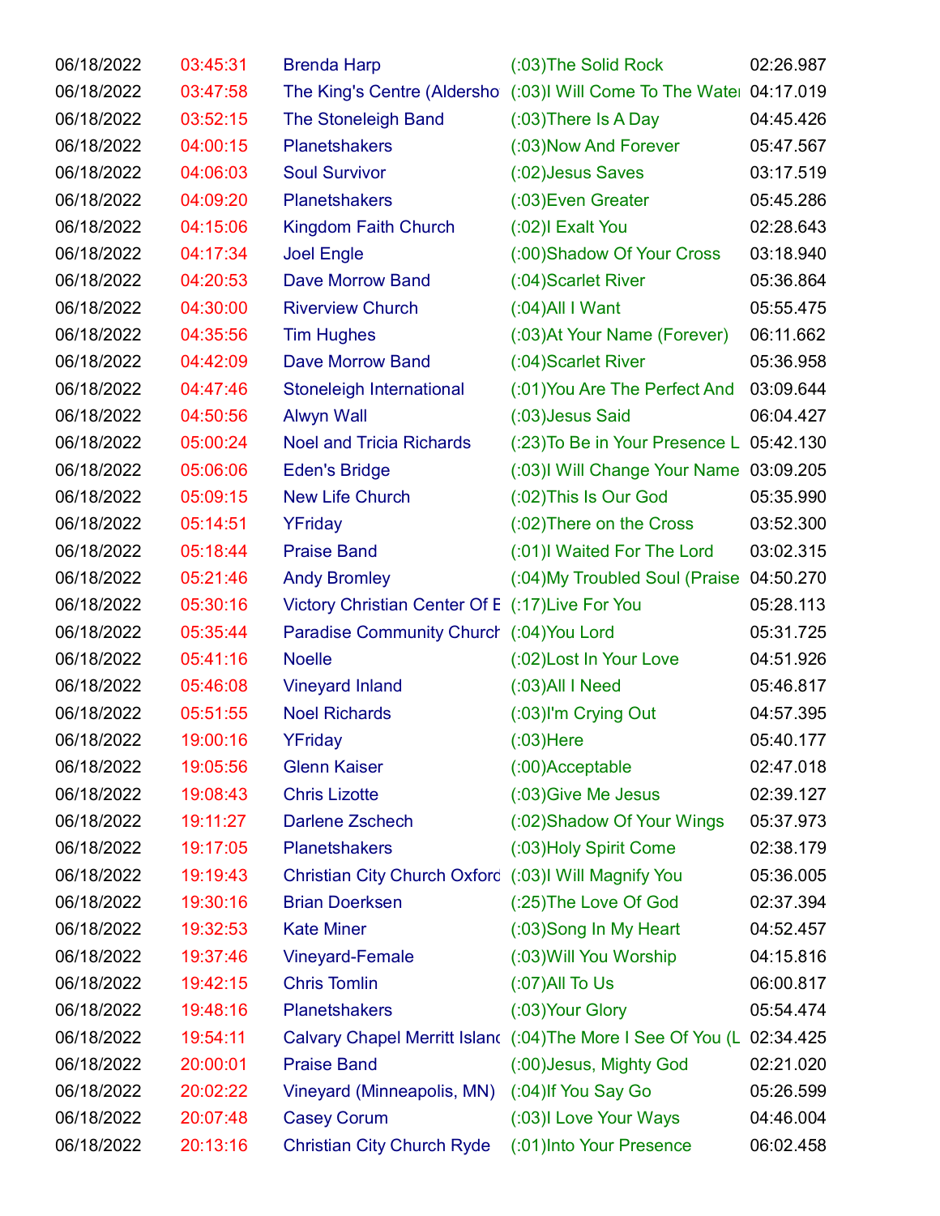| | | | | |
|---|---|---|---|---|
| 06/18/2022 | 03:45:31 | Brenda Harp | (:03)The Solid Rock | 02:26.987 |
| 06/18/2022 | 03:47:58 | The King's Centre (Aldersho | (:03)I Will Come To The Wate | 04:17.019 |
| 06/18/2022 | 03:52:15 | The Stoneleigh Band | (:03)There Is A Day | 04:45.426 |
| 06/18/2022 | 04:00:15 | Planetshakers | (:03)Now And Forever | 05:47.567 |
| 06/18/2022 | 04:06:03 | Soul Survivor | (:02)Jesus Saves | 03:17.519 |
| 06/18/2022 | 04:09:20 | Planetshakers | (:03)Even Greater | 05:45.286 |
| 06/18/2022 | 04:15:06 | Kingdom Faith Church | (:02)I Exalt You | 02:28.643 |
| 06/18/2022 | 04:17:34 | Joel Engle | (:00)Shadow Of Your Cross | 03:18.940 |
| 06/18/2022 | 04:20:53 | Dave Morrow Band | (:04)Scarlet River | 05:36.864 |
| 06/18/2022 | 04:30:00 | Riverview Church | (:04)All I Want | 05:55.475 |
| 06/18/2022 | 04:35:56 | Tim Hughes | (:03)At Your Name (Forever) | 06:11.662 |
| 06/18/2022 | 04:42:09 | Dave Morrow Band | (:04)Scarlet River | 05:36.958 |
| 06/18/2022 | 04:47:46 | Stoneleigh International | (:01)You Are The Perfect And | 03:09.644 |
| 06/18/2022 | 04:50:56 | Alwyn Wall | (:03)Jesus Said | 06:04.427 |
| 06/18/2022 | 05:00:24 | Noel and Tricia Richards | (:23)To Be in Your Presence L | 05:42.130 |
| 06/18/2022 | 05:06:06 | Eden's Bridge | (:03)I Will Change Your Name | 03:09.205 |
| 06/18/2022 | 05:09:15 | New Life Church | (:02)This Is Our God | 05:35.990 |
| 06/18/2022 | 05:14:51 | YFriday | (:02)There on the Cross | 03:52.300 |
| 06/18/2022 | 05:18:44 | Praise Band | (:01)I Waited For The Lord | 03:02.315 |
| 06/18/2022 | 05:21:46 | Andy Bromley | (:04)My Troubled Soul (Praise | 04:50.270 |
| 06/18/2022 | 05:30:16 | Victory Christian Center Of E | (:17)Live For You | 05:28.113 |
| 06/18/2022 | 05:35:44 | Paradise Community Church | (:04)You Lord | 05:31.725 |
| 06/18/2022 | 05:41:16 | Noelle | (:02)Lost In Your Love | 04:51.926 |
| 06/18/2022 | 05:46:08 | Vineyard Inland | (:03)All I Need | 05:46.817 |
| 06/18/2022 | 05:51:55 | Noel Richards | (:03)I'm Crying Out | 04:57.395 |
| 06/18/2022 | 19:00:16 | YFriday | (:03)Here | 05:40.177 |
| 06/18/2022 | 19:05:56 | Glenn Kaiser | (:00)Acceptable | 02:47.018 |
| 06/18/2022 | 19:08:43 | Chris Lizotte | (:03)Give Me Jesus | 02:39.127 |
| 06/18/2022 | 19:11:27 | Darlene Zschech | (:02)Shadow Of Your Wings | 05:37.973 |
| 06/18/2022 | 19:17:05 | Planetshakers | (:03)Holy Spirit Come | 02:38.179 |
| 06/18/2022 | 19:19:43 | Christian City Church Oxford | (:03)I Will Magnify You | 05:36.005 |
| 06/18/2022 | 19:30:16 | Brian Doerksen | (:25)The Love Of God | 02:37.394 |
| 06/18/2022 | 19:32:53 | Kate Miner | (:03)Song In My Heart | 04:52.457 |
| 06/18/2022 | 19:37:46 | Vineyard-Female | (:03)Will You Worship | 04:15.816 |
| 06/18/2022 | 19:42:15 | Chris Tomlin | (:07)All To Us | 06:00.817 |
| 06/18/2022 | 19:48:16 | Planetshakers | (:03)Your Glory | 05:54.474 |
| 06/18/2022 | 19:54:11 | Calvary Chapel Merritt Island | (:04)The More I See Of You (L | 02:34.425 |
| 06/18/2022 | 20:00:01 | Praise Band | (:00)Jesus, Mighty God | 02:21.020 |
| 06/18/2022 | 20:02:22 | Vineyard (Minneapolis, MN) | (:04)If You Say Go | 05:26.599 |
| 06/18/2022 | 20:07:48 | Casey Corum | (:03)I Love Your Ways | 04:46.004 |
| 06/18/2022 | 20:13:16 | Christian City Church Ryde | (:01)Into Your Presence | 06:02.458 |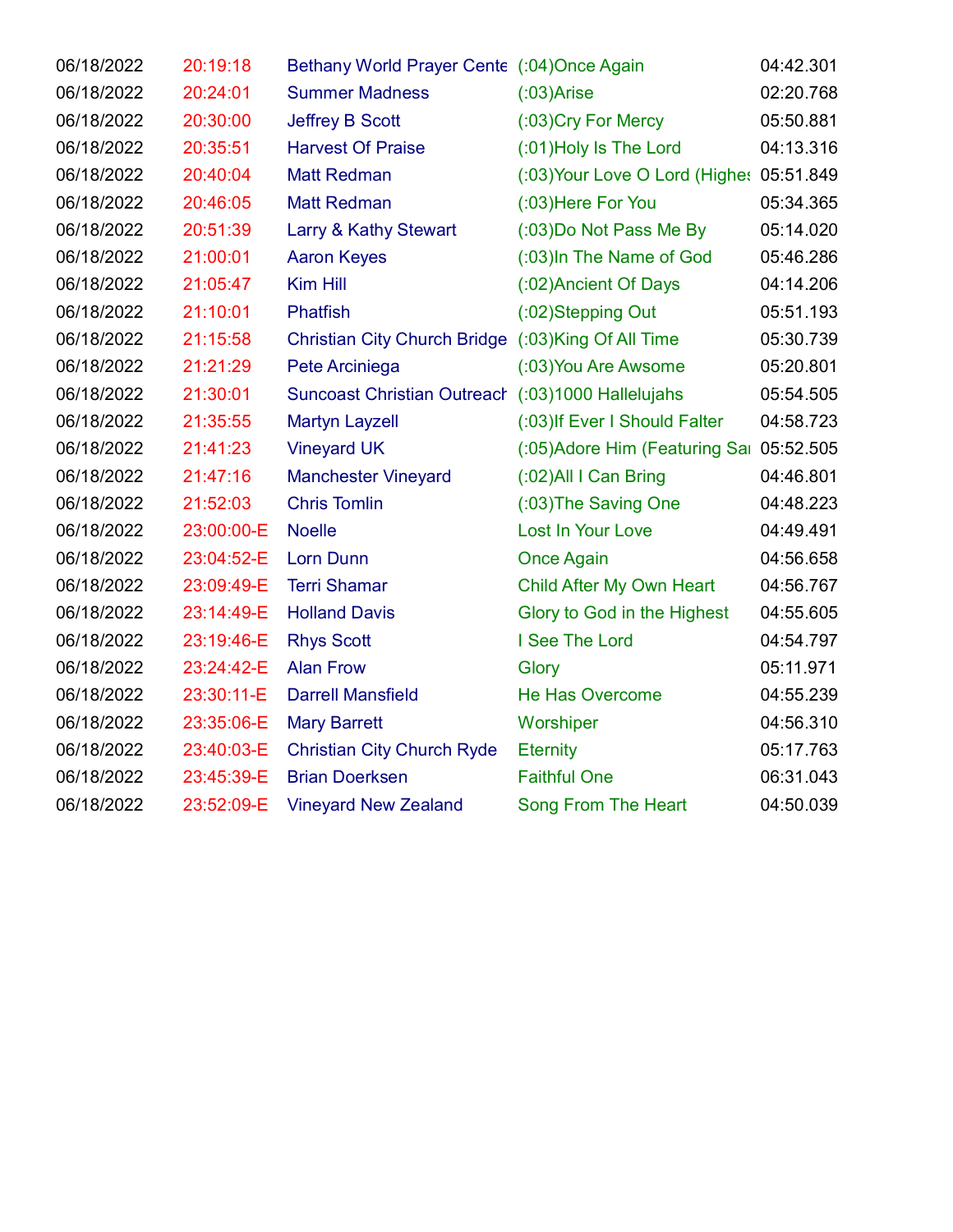| | | | | |
|---|---|---|---|---|
| 06/18/2022 | 20:19:18 | Bethany World Prayer Cente | (:04)Once Again | 04:42.301 |
| 06/18/2022 | 20:24:01 | Summer Madness | (:03)Arise | 02:20.768 |
| 06/18/2022 | 20:30:00 | Jeffrey B Scott | (:03)Cry For Mercy | 05:50.881 |
| 06/18/2022 | 20:35:51 | Harvest Of Praise | (:01)Holy Is The Lord | 04:13.316 |
| 06/18/2022 | 20:40:04 | Matt Redman | (:03)Your Love O Lord (Highes | 05:51.849 |
| 06/18/2022 | 20:46:05 | Matt Redman | (:03)Here For You | 05:34.365 |
| 06/18/2022 | 20:51:39 | Larry & Kathy Stewart | (:03)Do Not Pass Me By | 05:14.020 |
| 06/18/2022 | 21:00:01 | Aaron Keyes | (:03)In The Name of God | 05:46.286 |
| 06/18/2022 | 21:05:47 | Kim Hill | (:02)Ancient Of Days | 04:14.206 |
| 06/18/2022 | 21:10:01 | Phatfish | (:02)Stepping Out | 05:51.193 |
| 06/18/2022 | 21:15:58 | Christian City Church Bridge | (:03)King Of All Time | 05:30.739 |
| 06/18/2022 | 21:21:29 | Pete Arciniega | (:03)You Are Awsome | 05:20.801 |
| 06/18/2022 | 21:30:01 | Suncoast Christian Outreach | (:03)1000 Hallelujahs | 05:54.505 |
| 06/18/2022 | 21:35:55 | Martyn Layzell | (:03)If Ever I Should Falter | 04:58.723 |
| 06/18/2022 | 21:41:23 | Vineyard UK | (:05)Adore Him (Featuring Sa | 05:52.505 |
| 06/18/2022 | 21:47:16 | Manchester Vineyard | (:02)All I Can Bring | 04:46.801 |
| 06/18/2022 | 21:52:03 | Chris Tomlin | (:03)The Saving One | 04:48.223 |
| 06/18/2022 | 23:00:00-E | Noelle | Lost In Your Love | 04:49.491 |
| 06/18/2022 | 23:04:52-E | Lorn Dunn | Once Again | 04:56.658 |
| 06/18/2022 | 23:09:49-E | Terri Shamar | Child After My Own Heart | 04:56.767 |
| 06/18/2022 | 23:14:49-E | Holland Davis | Glory to God in the Highest | 04:55.605 |
| 06/18/2022 | 23:19:46-E | Rhys Scott | I See The Lord | 04:54.797 |
| 06/18/2022 | 23:24:42-E | Alan Frow | Glory | 05:11.971 |
| 06/18/2022 | 23:30:11-E | Darrell Mansfield | He Has Overcome | 04:55.239 |
| 06/18/2022 | 23:35:06-E | Mary Barrett | Worshiper | 04:56.310 |
| 06/18/2022 | 23:40:03-E | Christian City Church Ryde | Eternity | 05:17.763 |
| 06/18/2022 | 23:45:39-E | Brian Doerksen | Faithful One | 06:31.043 |
| 06/18/2022 | 23:52:09-E | Vineyard New Zealand | Song From The Heart | 04:50.039 |